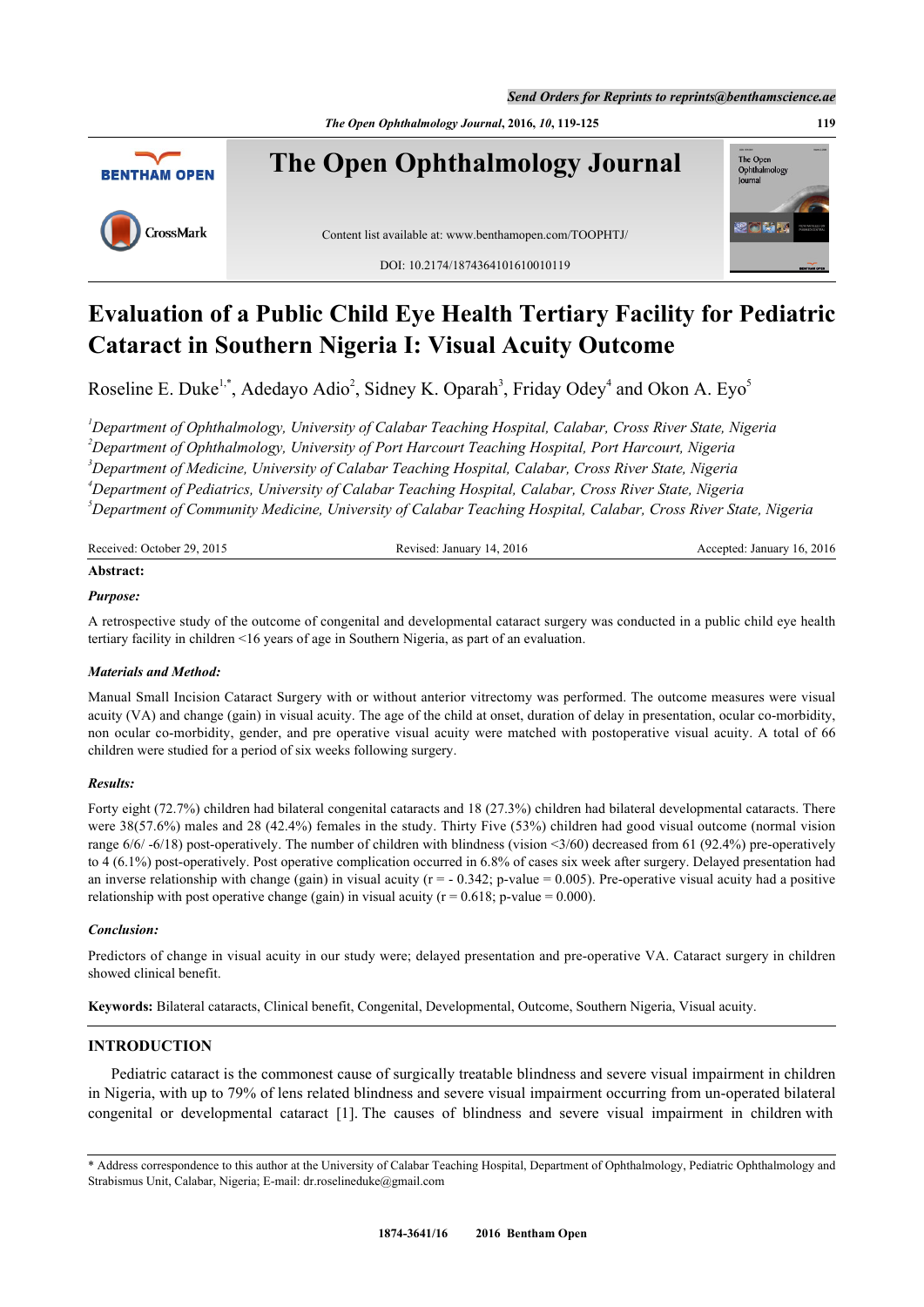# Evaluation of a Public Child Eye Health Tertiary Facility for Pediatric Cataract in Southern Nigeria I: Visual Acuity Outcome

Roseline E. Duke[1,*], Adedayo Adio[2], Sidney K. Oparah[3], Friday Odey[4] and Okon A. Eyo[5]

[1]*Department of Ophthalmology, University of Calabar Teaching Hospital, Calabar, Cross River State, Nigeria*
[2]*Department of Ophthalmology, University of Port Harcourt Teaching Hospital, Port Harcourt, Nigeria*
[3]*Department of Medicine, University of Calabar Teaching Hospital, Calabar, Cross River State, Nigeria*
[4]*Department of Pediatrics, University of Calabar Teaching Hospital, Calabar, Cross River State, Nigeria*
[5]*Department of Community Medicine, University of Calabar Teaching Hospital, Calabar, Cross River State, Nigeria*

Received: October 29, 2015 | Revised: January 14, 2016 | Accepted: January 16, 2016

**Abstract:**

***Purpose:***

A retrospective study of the outcome of congenital and developmental cataract surgery was conducted in a public child eye health tertiary facility in children <16 years of age in Southern Nigeria, as part of an evaluation.

***Materials and Method:***

Manual Small Incision Cataract Surgery with or without anterior vitrectomy was performed. The outcome measures were visual acuity (VA) and change (gain) in visual acuity. The age of the child at onset, duration of delay in presentation, ocular co-morbidity, non ocular co-morbidity, gender, and pre operative visual acuity were matched with postoperative visual acuity. A total of 66 children were studied for a period of six weeks following surgery.

***Results:***

Forty eight (72.7%) children had bilateral congenital cataracts and 18 (27.3%) children had bilateral developmental cataracts. There were 38(57.6%) males and 28 (42.4%) females in the study. Thirty Five (53%) children had good visual outcome (normal vision range 6/6/ -6/18) post-operatively. The number of children with blindness (vision <3/60) decreased from 61 (92.4%) pre-operatively to 4 (6.1%) post-operatively. Post operative complication occurred in 6.8% of cases six week after surgery. Delayed presentation had an inverse relationship with change (gain) in visual acuity ($r = -0.342$; p-value = 0.005). Pre-operative visual acuity had a positive relationship with post operative change (gain) in visual acuity ($r = 0.618$; p-value = 0.000).

***Conclusion:***

Predictors of change in visual acuity in our study were; delayed presentation and pre-operative VA. Cataract surgery in children showed clinical benefit.

**Keywords:** Bilateral cataracts, Clinical benefit, Congenital, Developmental, Outcome, Southern Nigeria, Visual acuity.

## INTRODUCTION

Pediatric cataract is the commonest cause of surgically treatable blindness and severe visual impairment in children in Nigeria, with up to 79% of lens related blindness and severe visual impairment occurring from un-operated bilateral congenital or developmental cataract [1]. The causes of blindness and severe visual impairment in children with

* Address correspondence to this author at the University of Calabar Teaching Hospital, Department of Ophthalmology, Pediatric Ophthalmology and Strabismus Unit, Calabar, Nigeria; E-mail: dr.roselineduke@gmail.com

1874-3641/16 2016 Bentham Open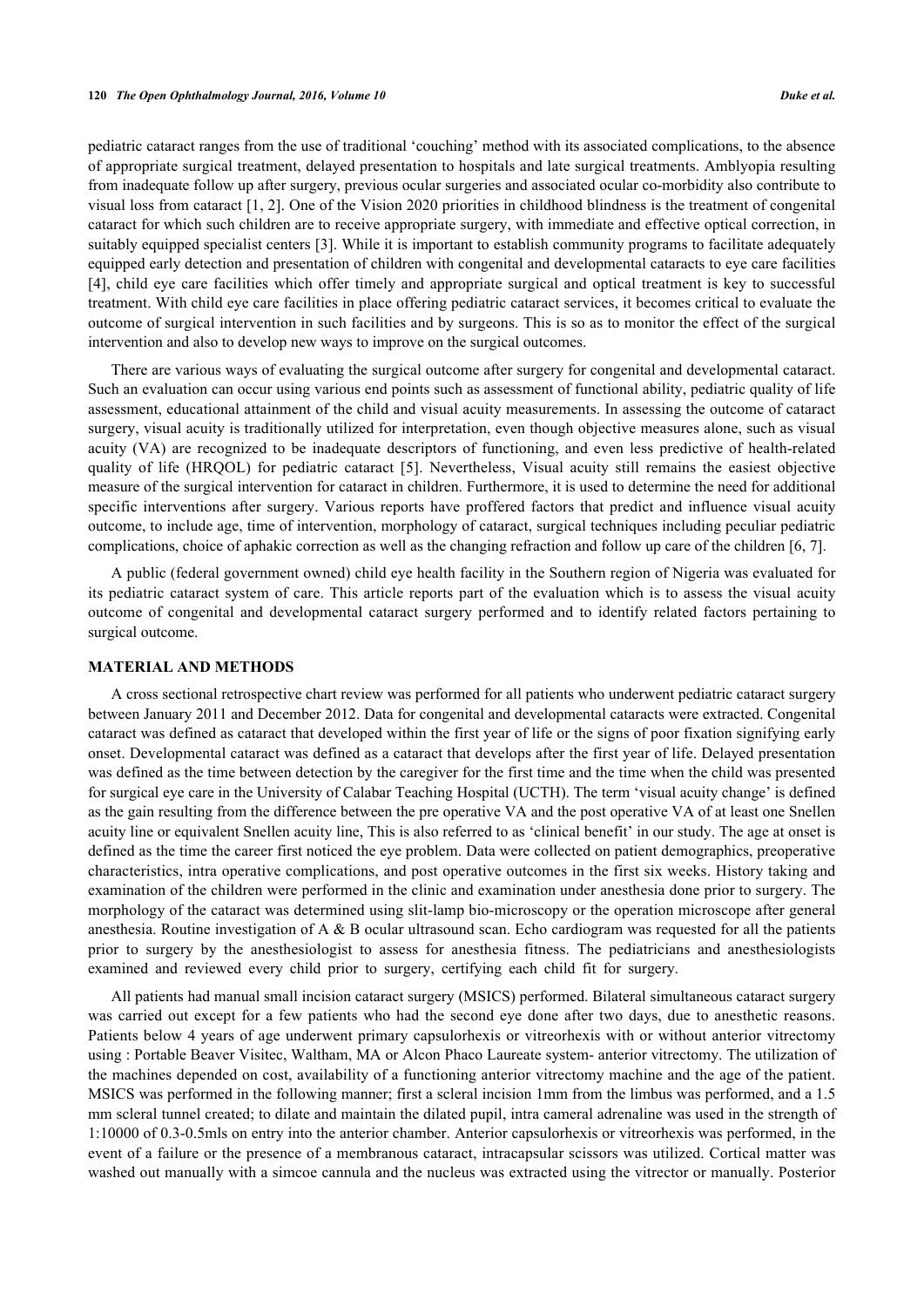pediatric cataract ranges from the use of traditional 'couching' method with its associated complications, to the absence of appropriate surgical treatment, delayed presentation to hospitals and late surgical treatments. Amblyopia resulting from inadequate follow up after surgery, previous ocular surgeries and associated ocular co-morbidity also contribute to visual loss from cataract [1, 2]. One of the Vision 2020 priorities in childhood blindness is the treatment of congenital cataract for which such children are to receive appropriate surgery, with immediate and effective optical correction, in suitably equipped specialist centers [3]. While it is important to establish community programs to facilitate adequately equipped early detection and presentation of children with congenital and developmental cataracts to eye care facilities [4], child eye care facilities which offer timely and appropriate surgical and optical treatment is key to successful treatment. With child eye care facilities in place offering pediatric cataract services, it becomes critical to evaluate the outcome of surgical intervention in such facilities and by surgeons. This is so as to monitor the effect of the surgical intervention and also to develop new ways to improve on the surgical outcomes.

There are various ways of evaluating the surgical outcome after surgery for congenital and developmental cataract. Such an evaluation can occur using various end points such as assessment of functional ability, pediatric quality of life assessment, educational attainment of the child and visual acuity measurements. In assessing the outcome of cataract surgery, visual acuity is traditionally utilized for interpretation, even though objective measures alone, such as visual acuity (VA) are recognized to be inadequate descriptors of functioning, and even less predictive of health-related quality of life (HRQOL) for pediatric cataract [5]. Nevertheless, Visual acuity still remains the easiest objective measure of the surgical intervention for cataract in children. Furthermore, it is used to determine the need for additional specific interventions after surgery. Various reports have proffered factors that predict and influence visual acuity outcome, to include age, time of intervention, morphology of cataract, surgical techniques including peculiar pediatric complications, choice of aphakic correction as well as the changing refraction and follow up care of the children [6, 7].

A public (federal government owned) child eye health facility in the Southern region of Nigeria was evaluated for its pediatric cataract system of care. This article reports part of the evaluation which is to assess the visual acuity outcome of congenital and developmental cataract surgery performed and to identify related factors pertaining to surgical outcome.

## MATERIAL AND METHODS

A cross sectional retrospective chart review was performed for all patients who underwent pediatric cataract surgery between January 2011 and December 2012. Data for congenital and developmental cataracts were extracted. Congenital cataract was defined as cataract that developed within the first year of life or the signs of poor fixation signifying early onset. Developmental cataract was defined as a cataract that develops after the first year of life. Delayed presentation was defined as the time between detection by the caregiver for the first time and the time when the child was presented for surgical eye care in the University of Calabar Teaching Hospital (UCTH). The term 'visual acuity change' is defined as the gain resulting from the difference between the pre operative VA and the post operative VA of at least one Snellen acuity line or equivalent Snellen acuity line, This is also referred to as 'clinical benefit' in our study. The age at onset is defined as the time the career first noticed the eye problem. Data were collected on patient demographics, preoperative characteristics, intra operative complications, and post operative outcomes in the first six weeks. History taking and examination of the children were performed in the clinic and examination under anesthesia done prior to surgery. The morphology of the cataract was determined using slit-lamp bio-microscopy or the operation microscope after general anesthesia. Routine investigation of A & B ocular ultrasound scan. Echo cardiogram was requested for all the patients prior to surgery by the anesthesiologist to assess for anesthesia fitness. The pediatricians and anesthesiologists examined and reviewed every child prior to surgery, certifying each child fit for surgery.

All patients had manual small incision cataract surgery (MSICS) performed. Bilateral simultaneous cataract surgery was carried out except for a few patients who had the second eye done after two days, due to anesthetic reasons. Patients below 4 years of age underwent primary capsulorhexis or vitreorhexis with or without anterior vitrectomy using : Portable Beaver Visitec, Waltham, MA or Alcon Phaco Laureate system- anterior vitrectomy. The utilization of the machines depended on cost, availability of a functioning anterior vitrectomy machine and the age of the patient. MSICS was performed in the following manner; first a scleral incision 1mm from the limbus was performed, and a 1.5 mm scleral tunnel created; to dilate and maintain the dilated pupil, intra cameral adrenaline was used in the strength of 1:10000 of 0.3-0.5mls on entry into the anterior chamber. Anterior capsulorhexis or vitreorhexis was performed, in the event of a failure or the presence of a membranous cataract, intracapsular scissors was utilized. Cortical matter was washed out manually with a simcoe cannula and the nucleus was extracted using the vitrector or manually. Posterior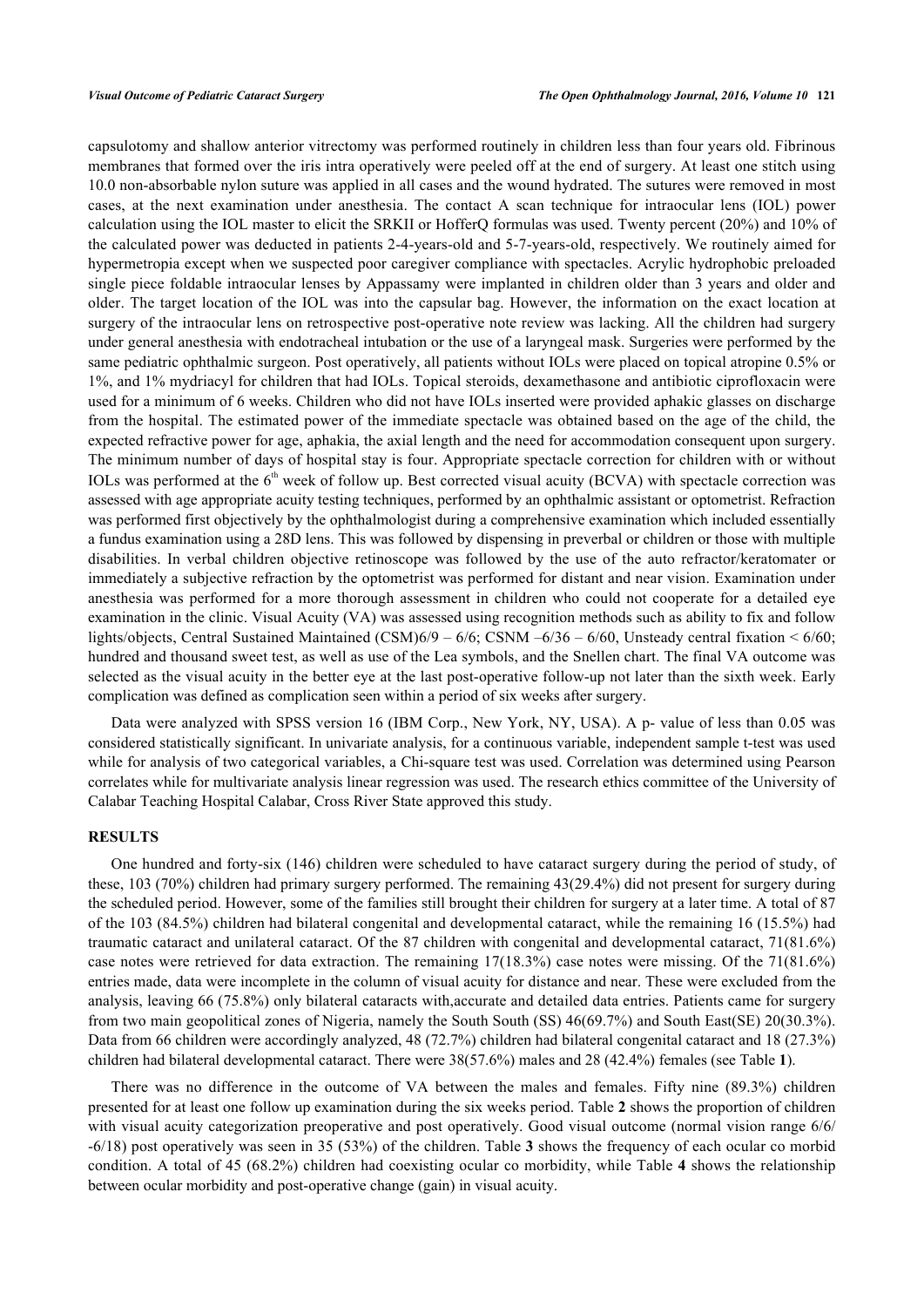capsulotomy and shallow anterior vitrectomy was performed routinely in children less than four years old. Fibrinous membranes that formed over the iris intra operatively were peeled off at the end of surgery. At least one stitch using 10.0 non-absorbable nylon suture was applied in all cases and the wound hydrated. The sutures were removed in most cases, at the next examination under anesthesia. The contact A scan technique for intraocular lens (IOL) power calculation using the IOL master to elicit the SRKII or HofferQ formulas was used. Twenty percent (20%) and 10% of the calculated power was deducted in patients 2-4-years-old and 5-7-years-old, respectively. We routinely aimed for hypermetropia except when we suspected poor caregiver compliance with spectacles. Acrylic hydrophobic preloaded single piece foldable intraocular lenses by Appassamy were implanted in children older than 3 years and older and older. The target location of the IOL was into the capsular bag. However, the information on the exact location at surgery of the intraocular lens on retrospective post-operative note review was lacking. All the children had surgery under general anesthesia with endotracheal intubation or the use of a laryngeal mask. Surgeries were performed by the same pediatric ophthalmic surgeon. Post operatively, all patients without IOLs were placed on topical atropine 0.5% or 1%, and 1% mydriacyl for children that had IOLs. Topical steroids, dexamethasone and antibiotic ciprofloxacin were used for a minimum of 6 weeks. Children who did not have IOLs inserted were provided aphakic glasses on discharge from the hospital. The estimated power of the immediate spectacle was obtained based on the age of the child, the expected refractive power for age, aphakia, the axial length and the need for accommodation consequent upon surgery. The minimum number of days of hospital stay is four. Appropriate spectacle correction for children with or without IOLs was performed at the 6th week of follow up. Best corrected visual acuity (BCVA) with spectacle correction was assessed with age appropriate acuity testing techniques, performed by an ophthalmic assistant or optometrist. Refraction was performed first objectively by the ophthalmologist during a comprehensive examination which included essentially a fundus examination using a 28D lens. This was followed by dispensing in preverbal or children or those with multiple disabilities. In verbal children objective retinoscope was followed by the use of the auto refractor/keratomater or immediately a subjective refraction by the optometrist was performed for distant and near vision. Examination under anesthesia was performed for a more thorough assessment in children who could not cooperate for a detailed eye examination in the clinic. Visual Acuity (VA) was assessed using recognition methods such as ability to fix and follow lights/objects, Central Sustained Maintained (CSM)6/9 – 6/6; CSNM –6/36 – 6/60, Unsteady central fixation < 6/60; hundred and thousand sweet test, as well as use of the Lea symbols, and the Snellen chart. The final VA outcome was selected as the visual acuity in the better eye at the last post-operative follow-up not later than the sixth week. Early complication was defined as complication seen within a period of six weeks after surgery.

Data were analyzed with SPSS version 16 (IBM Corp., New York, NY, USA). A p- value of less than 0.05 was considered statistically significant. In univariate analysis, for a continuous variable, independent sample t-test was used while for analysis of two categorical variables, a Chi-square test was used. Correlation was determined using Pearson correlates while for multivariate analysis linear regression was used. The research ethics committee of the University of Calabar Teaching Hospital Calabar, Cross River State approved this study.

## RESULTS

One hundred and forty-six (146) children were scheduled to have cataract surgery during the period of study, of these, 103 (70%) children had primary surgery performed. The remaining 43(29.4%) did not present for surgery during the scheduled period. However, some of the families still brought their children for surgery at a later time. A total of 87 of the 103 (84.5%) children had bilateral congenital and developmental cataract, while the remaining 16 (15.5%) had traumatic cataract and unilateral cataract. Of the 87 children with congenital and developmental cataract, 71(81.6%) case notes were retrieved for data extraction. The remaining 17(18.3%) case notes were missing. Of the 71(81.6%) entries made, data were incomplete in the column of visual acuity for distance and near. These were excluded from the analysis, leaving 66 (75.8%) only bilateral cataracts with,accurate and detailed data entries. Patients came for surgery from two main geopolitical zones of Nigeria, namely the South South (SS) 46(69.7%) and South East(SE) 20(30.3%). Data from 66 children were accordingly analyzed, 48 (72.7%) children had bilateral congenital cataract and 18 (27.3%) children had bilateral developmental cataract. There were 38(57.6%) males and 28 (42.4%) females (see Table **1**).

There was no difference in the outcome of VA between the males and females. Fifty nine (89.3%) children presented for at least one follow up examination during the six weeks period. Table **2** shows the proportion of children with visual acuity categorization preoperative and post operatively. Good visual outcome (normal vision range 6/6/ -6/18) post operatively was seen in 35 (53%) of the children. Table **3** shows the frequency of each ocular co morbid condition. A total of 45 (68.2%) children had coexisting ocular co morbidity, while Table **4** shows the relationship between ocular morbidity and post-operative change (gain) in visual acuity.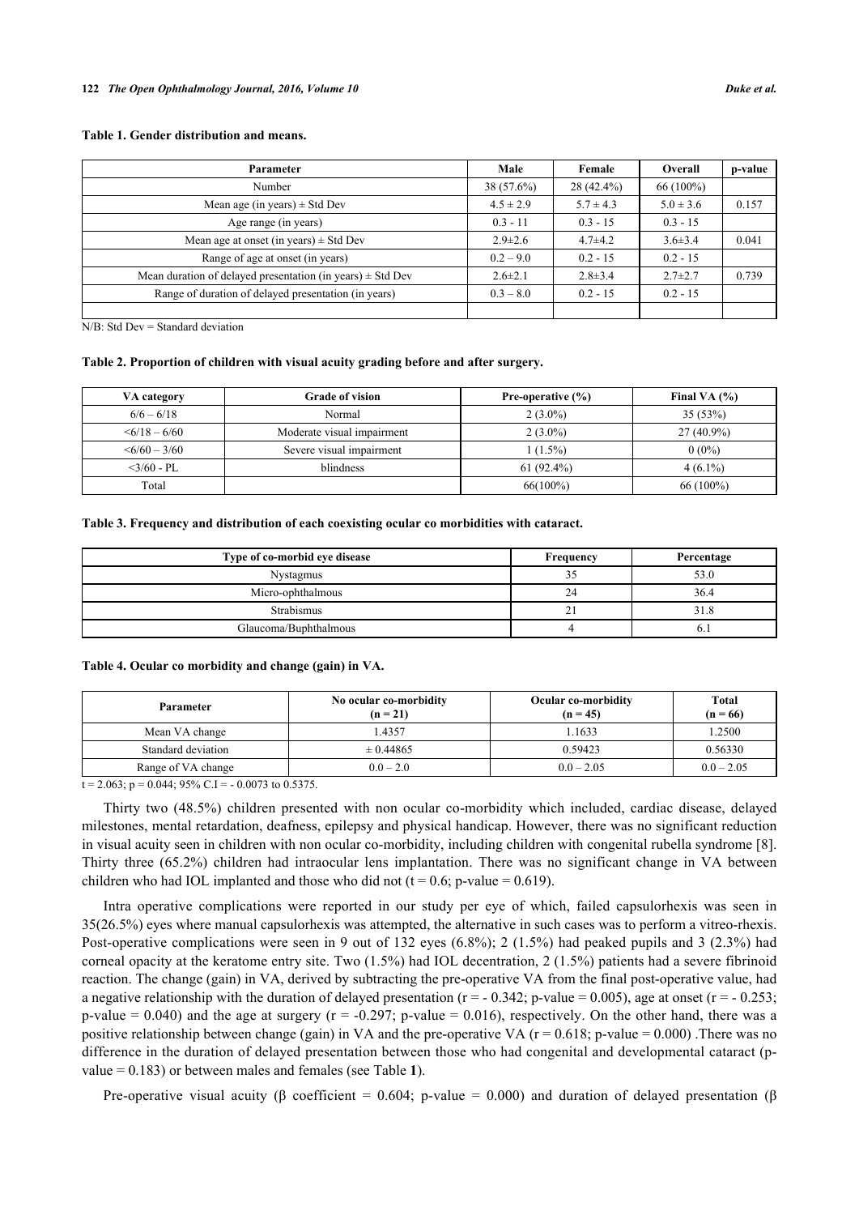**Table 1. Gender distribution and means.**

| Parameter | Male | Female | Overall | p-value |
|---|---|---|---|---|
| Number | 38 (57.6%) | 28 (42.4%) | 66 (100%) | |
| Mean age (in years) ± Std Dev | 4.5 ± 2.9 | 5.7 ± 4.3 | 5.0 ± 3.6 | 0.157 |
| Age range (in years) | 0.3 - 11 | 0.3 - 15 | 0.3 - 15 | |
| Mean age at onset (in years) ± Std Dev | 2.9±2.6 | 4.7±4.2 | 3.6±3.4 | 0.041 |
| Range of age at onset (in years) | 0.2 – 9.0 | 0.2 - 15 | 0.2 - 15 | |
| Mean duration of delayed presentation (in years) ± Std Dev | 2.6±2.1 | 2.8±3.4 | 2.7±2.7 | 0.739 |
| Range of duration of delayed presentation (in years) | 0.3 – 8.0 | 0.2 - 15 | 0.2 - 15 | |
| | | | | |

N/B: Std Dev = Standard deviation

**Table 2. Proportion of children with visual acuity grading before and after surgery.**

| VA category | Grade of vision | Pre-operative (%) | Final VA (%) |
|---|---|---|---|
| 6/6 – 6/18 | Normal | 2 (3.0%) | 35 (53%) |
| <6/18 – 6/60 | Moderate visual impairment | 2 (3.0%) | 27 (40.9%) |
| <6/60 – 3/60 | Severe visual impairment | 1 (1.5%) | 0 (0%) |
| <3/60 - PL | blindness | 61 (92.4%) | 4 (6.1%) |
| Total | | 66(100%) | 66 (100%) |

**Table 3. Frequency and distribution of each coexisting ocular co morbidities with cataract.**

| Type of co-morbid eye disease | Frequency | Percentage |
|---|---|---|
| Nystagmus | 35 | 53.0 |
| Micro-ophthalmous | 24 | 36.4 |
| Strabismus | 21 | 31.8 |
| Glaucoma/Buphthalmous | 4 | 6.1 |

**Table 4. Ocular co morbidity and change (gain) in VA.**

| Parameter | No ocular co-morbidity (n = 21) | Ocular co-morbidity (n = 45) | Total (n = 66) |
|---|---|---|---|
| Mean VA change | 1.4357 | 1.1633 | 1.2500 |
| Standard deviation | ± 0.44865 | 0.59423 | 0.56330 |
| Range of VA change | 0.0 – 2.0 | 0.0 – 2.05 | 0.0 – 2.05 |

$t = 2.063$; $p = 0.044$; 95% C.I = - 0.0073 to 0.5375.

Thirty two (48.5%) children presented with non ocular co-morbidity which included, cardiac disease, delayed milestones, mental retardation, deafness, epilepsy and physical handicap. However, there was no significant reduction in visual acuity seen in children with non ocular co-morbidity, including children with congenital rubella syndrome [8]. Thirty three (65.2%) children had intraocular lens implantation. There was no significant change in VA between children who had IOL implanted and those who did not ($t = 0.6$; p-value = 0.619).

Intra operative complications were reported in our study per eye of which, failed capsulorhexis was seen in 35(26.5%) eyes where manual capsulorhexis was attempted, the alternative in such cases was to perform a vitreo-rhexis. Post-operative complications were seen in 9 out of 132 eyes (6.8%); 2 (1.5%) had peaked pupils and 3 (2.3%) had corneal opacity at the keratome entry site. Two (1.5%) had IOL decentration, 2 (1.5%) patients had a severe fibrinoid reaction. The change (gain) in VA, derived by subtracting the pre-operative VA from the final post-operative value, had a negative relationship with the duration of delayed presentation ($r = -0.342$; p-value = 0.005), age at onset ($r = -0.253$; p-value = 0.040) and the age at surgery ($r = -0.297$; p-value = 0.016), respectively. On the other hand, there was a positive relationship between change (gain) in VA and the pre-operative VA ($r = 0.618$; p-value = 0.000) .There was no difference in the duration of delayed presentation between those who had congenital and developmental cataract (p-value = 0.183) or between males and females (see Table **1**).

Pre-operative visual acuity ($\beta$ coefficient = 0.604; p-value = 0.000) and duration of delayed presentation ($\beta$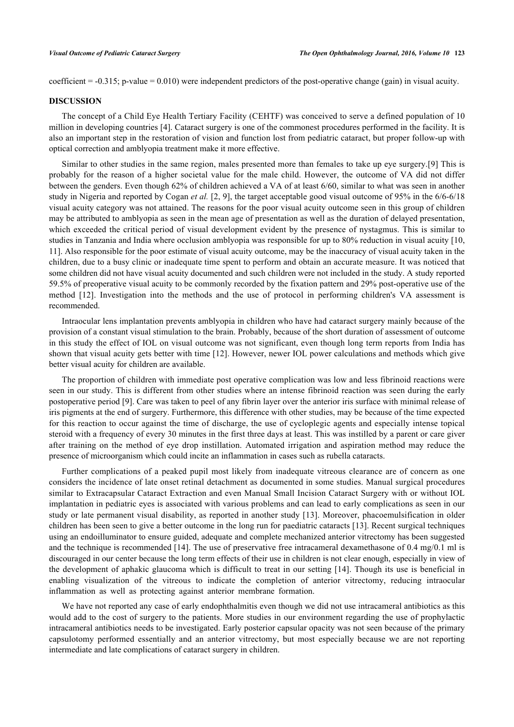coefficient = -0.315; p-value = 0.010) were independent predictors of the post-operative change (gain) in visual acuity.

## DISCUSSION

The concept of a Child Eye Health Tertiary Facility (CEHTF) was conceived to serve a defined population of 10 million in developing countries [4]. Cataract surgery is one of the commonest procedures performed in the facility. It is also an important step in the restoration of vision and function lost from pediatric cataract, but proper follow-up with optical correction and amblyopia treatment make it more effective.

Similar to other studies in the same region, males presented more than females to take up eye surgery.[9] This is probably for the reason of a higher societal value for the male child. However, the outcome of VA did not differ between the genders. Even though 62% of children achieved a VA of at least 6/60, similar to what was seen in another study in Nigeria and reported by Cogan *et al.* [2, 9], the target acceptable good visual outcome of 95% in the 6/6-6/18 visual acuity category was not attained. The reasons for the poor visual acuity outcome seen in this group of children may be attributed to amblyopia as seen in the mean age of presentation as well as the duration of delayed presentation, which exceeded the critical period of visual development evident by the presence of nystagmus. This is similar to studies in Tanzania and India where occlusion amblyopia was responsible for up to 80% reduction in visual acuity [10, 11]. Also responsible for the poor estimate of visual acuity outcome, may be the inaccuracy of visual acuity taken in the children, due to a busy clinic or inadequate time spent to perform and obtain an accurate measure. It was noticed that some children did not have visual acuity documented and such children were not included in the study. A study reported 59.5% of preoperative visual acuity to be commonly recorded by the fixation pattern and 29% post-operative use of the method [12]. Investigation into the methods and the use of protocol in performing children's VA assessment is recommended.

Intraocular lens implantation prevents amblyopia in children who have had cataract surgery mainly because of the provision of a constant visual stimulation to the brain. Probably, because of the short duration of assessment of outcome in this study the effect of IOL on visual outcome was not significant, even though long term reports from India has shown that visual acuity gets better with time [12]. However, newer IOL power calculations and methods which give better visual acuity for children are available.

The proportion of children with immediate post operative complication was low and less fibrinoid reactions were seen in our study. This is different from other studies where an intense fibrinoid reaction was seen during the early postoperative period [9]. Care was taken to peel of any fibrin layer over the anterior iris surface with minimal release of iris pigments at the end of surgery. Furthermore, this difference with other studies, may be because of the time expected for this reaction to occur against the time of discharge, the use of cycloplegic agents and especially intense topical steroid with a frequency of every 30 minutes in the first three days at least. This was instilled by a parent or care giver after training on the method of eye drop instillation. Automated irrigation and aspiration method may reduce the presence of microorganism which could incite an inflammation in cases such as rubella cataracts.

Further complications of a peaked pupil most likely from inadequate vitreous clearance are of concern as one considers the incidence of late onset retinal detachment as documented in some studies. Manual surgical procedures similar to Extracapsular Cataract Extraction and even Manual Small Incision Cataract Surgery with or without IOL implantation in pediatric eyes is associated with various problems and can lead to early complications as seen in our study or late permanent visual disability, as reported in another study [13]. Moreover, phacoemulsification in older children has been seen to give a better outcome in the long run for paediatric cataracts [13]. Recent surgical techniques using an endoilluminator to ensure guided, adequate and complete mechanized anterior vitrectomy has been suggested and the technique is recommended [14]. The use of preservative free intracameral dexamethasone of 0.4 mg/0.1 ml is discouraged in our center because the long term effects of their use in children is not clear enough, especially in view of the development of aphakic glaucoma which is difficult to treat in our setting [14]. Though its use is beneficial in enabling visualization of the vitreous to indicate the completion of anterior vitrectomy, reducing intraocular inflammation as well as protecting against anterior membrane formation.

We have not reported any case of early endophthalmitis even though we did not use intracameral antibiotics as this would add to the cost of surgery to the patients. More studies in our environment regarding the use of prophylactic intracameral antibiotics needs to be investigated. Early posterior capsular opacity was not seen because of the primary capsulotomy performed essentially and an anterior vitrectomy, but most especially because we are not reporting intermediate and late complications of cataract surgery in children.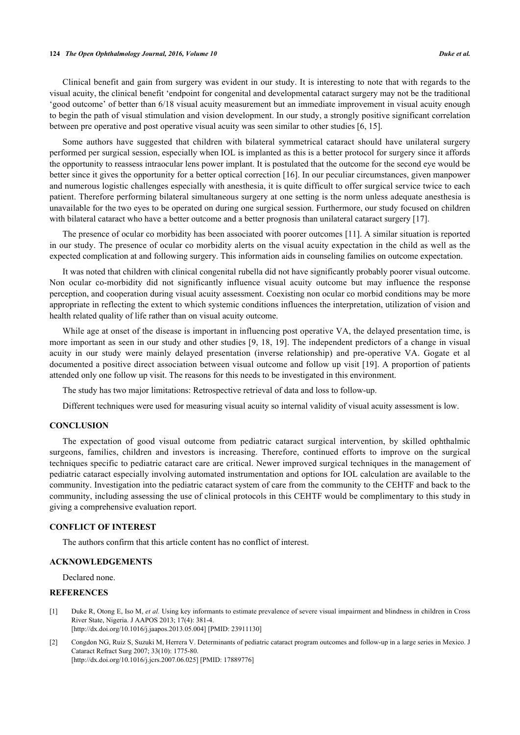Clinical benefit and gain from surgery was evident in our study. It is interesting to note that with regards to the visual acuity, the clinical benefit 'endpoint for congenital and developmental cataract surgery may not be the traditional 'good outcome' of better than 6/18 visual acuity measurement but an immediate improvement in visual acuity enough to begin the path of visual stimulation and vision development. In our study, a strongly positive significant correlation between pre operative and post operative visual acuity was seen similar to other studies [6, 15].

Some authors have suggested that children with bilateral symmetrical cataract should have unilateral surgery performed per surgical session, especially when IOL is implanted as this is a better protocol for surgery since it affords the opportunity to reassess intraocular lens power implant. It is postulated that the outcome for the second eye would be better since it gives the opportunity for a better optical correction [16]. In our peculiar circumstances, given manpower and numerous logistic challenges especially with anesthesia, it is quite difficult to offer surgical service twice to each patient. Therefore performing bilateral simultaneous surgery at one setting is the norm unless adequate anesthesia is unavailable for the two eyes to be operated on during one surgical session. Furthermore, our study focused on children with bilateral cataract who have a better outcome and a better prognosis than unilateral cataract surgery [17].

The presence of ocular co morbidity has been associated with poorer outcomes [11]. A similar situation is reported in our study. The presence of ocular co morbidity alerts on the visual acuity expectation in the child as well as the expected complication at and following surgery. This information aids in counseling families on outcome expectation.

It was noted that children with clinical congenital rubella did not have significantly probably poorer visual outcome. Non ocular co-morbidity did not significantly influence visual acuity outcome but may influence the response perception, and cooperation during visual acuity assessment. Coexisting non ocular co morbid conditions may be more appropriate in reflecting the extent to which systemic conditions influences the interpretation, utilization of vision and health related quality of life rather than on visual acuity outcome.

While age at onset of the disease is important in influencing post operative VA, the delayed presentation time, is more important as seen in our study and other studies [9, 18, 19]. The independent predictors of a change in visual acuity in our study were mainly delayed presentation (inverse relationship) and pre-operative VA. Gogate et al documented a positive direct association between visual outcome and follow up visit [19]. A proportion of patients attended only one follow up visit. The reasons for this needs to be investigated in this environment.

The study has two major limitations: Retrospective retrieval of data and loss to follow-up.

Different techniques were used for measuring visual acuity so internal validity of visual acuity assessment is low.

## CONCLUSION

The expectation of good visual outcome from pediatric cataract surgical intervention, by skilled ophthalmic surgeons, families, children and investors is increasing. Therefore, continued efforts to improve on the surgical techniques specific to pediatric cataract care are critical. Newer improved surgical techniques in the management of pediatric cataract especially involving automated instrumentation and options for IOL calculation are available to the community. Investigation into the pediatric cataract system of care from the community to the CEHTF and back to the community, including assessing the use of clinical protocols in this CEHTF would be complimentary to this study in giving a comprehensive evaluation report.

## CONFLICT OF INTEREST

The authors confirm that this article content has no conflict of interest.

## ACKNOWLEDGEMENTS

Declared none.

## REFERENCES

[1] Duke R, Otong E, Iso M, *et al.* Using key informants to estimate prevalence of severe visual impairment and blindness in children in Cross River State, Nigeria. J AAPOS 2013; 17(4): 381-4. [http://dx.doi.org/10.1016/j.jaapos.2013.05.004] [PMID: 23911130]

[2] Congdon NG, Ruiz S, Suzuki M, Herrera V. Determinants of pediatric cataract program outcomes and follow-up in a large series in Mexico. J Cataract Refract Surg 2007; 33(10): 1775-80. [http://dx.doi.org/10.1016/j.jcrs.2007.06.025] [PMID: 17889776]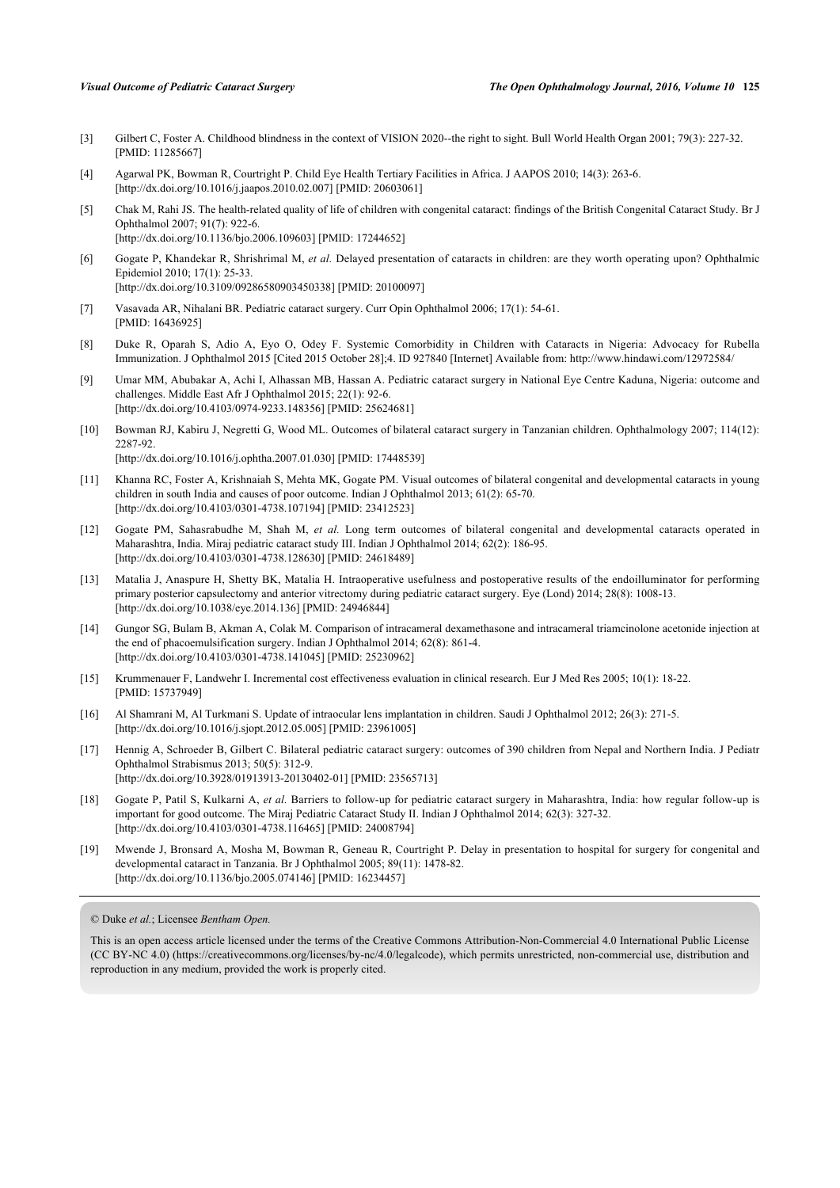[3] Gilbert C, Foster A. Childhood blindness in the context of VISION 2020--the right to sight. Bull World Health Organ 2001; 79(3): 227-32. [PMID: 11285667]

[4] Agarwal PK, Bowman R, Courtright P. Child Eye Health Tertiary Facilities in Africa. J AAPOS 2010; 14(3): 263-6. [http://dx.doi.org/10.1016/j.jaapos.2010.02.007] [PMID: 20603061]

[5] Chak M, Rahi JS. The health-related quality of life of children with congenital cataract: findings of the British Congenital Cataract Study. Br J Ophthalmol 2007; 91(7): 922-6. [http://dx.doi.org/10.1136/bjo.2006.109603] [PMID: 17244652]

[6] Gogate P, Khandekar R, Shrishrimal M, *et al.* Delayed presentation of cataracts in children: are they worth operating upon? Ophthalmic Epidemiol 2010; 17(1): 25-33. [http://dx.doi.org/10.3109/09286580903450338] [PMID: 20100097]

[7] Vasavada AR, Nihalani BR. Pediatric cataract surgery. Curr Opin Ophthalmol 2006; 17(1): 54-61. [PMID: 16436925]

[8] Duke R, Oparah S, Adio A, Eyo O, Odey F. Systemic Comorbidity in Children with Cataracts in Nigeria: Advocacy for Rubella Immunization. J Ophthalmol 2015 [Cited 2015 October 28];4. ID 927840 [Internet] Available from: http://www.hindawi.com/12972584/

[9] Umar MM, Abubakar A, Achi I, Alhassan MB, Hassan A. Pediatric cataract surgery in National Eye Centre Kaduna, Nigeria: outcome and challenges. Middle East Afr J Ophthalmol 2015; 22(1): 92-6. [http://dx.doi.org/10.4103/0974-9233.148356] [PMID: 25624681]

[10] Bowman RJ, Kabiru J, Negretti G, Wood ML. Outcomes of bilateral cataract surgery in Tanzanian children. Ophthalmology 2007; 114(12): 2287-92. [http://dx.doi.org/10.1016/j.ophtha.2007.01.030] [PMID: 17448539]

[11] Khanna RC, Foster A, Krishnaiah S, Mehta MK, Gogate PM. Visual outcomes of bilateral congenital and developmental cataracts in young children in south India and causes of poor outcome. Indian J Ophthalmol 2013; 61(2): 65-70. [http://dx.doi.org/10.4103/0301-4738.107194] [PMID: 23412523]

[12] Gogate PM, Sahasrabudhe M, Shah M, *et al.* Long term outcomes of bilateral congenital and developmental cataracts operated in Maharashtra, India. Miraj pediatric cataract study III. Indian J Ophthalmol 2014; 62(2): 186-95. [http://dx.doi.org/10.4103/0301-4738.128630] [PMID: 24618489]

[13] Matalia J, Anaspure H, Shetty BK, Matalia H. Intraoperative usefulness and postoperative results of the endoilluminator for performing primary posterior capsulectomy and anterior vitrectomy during pediatric cataract surgery. Eye (Lond) 2014; 28(8): 1008-13. [http://dx.doi.org/10.1038/eye.2014.136] [PMID: 24946844]

[14] Gungor SG, Bulam B, Akman A, Colak M. Comparison of intracameral dexamethasone and intracameral triamcinolone acetonide injection at the end of phacoemulsification surgery. Indian J Ophthalmol 2014; 62(8): 861-4. [http://dx.doi.org/10.4103/0301-4738.141045] [PMID: 25230962]

[15] Krummenauer F, Landwehr I. Incremental cost effectiveness evaluation in clinical research. Eur J Med Res 2005; 10(1): 18-22. [PMID: 15737949]

[16] Al Shamrani M, Al Turkmani S. Update of intraocular lens implantation in children. Saudi J Ophthalmol 2012; 26(3): 271-5. [http://dx.doi.org/10.1016/j.sjopt.2012.05.005] [PMID: 23961005]

[17] Hennig A, Schroeder B, Gilbert C. Bilateral pediatric cataract surgery: outcomes of 390 children from Nepal and Northern India. J Pediatr Ophthalmol Strabismus 2013; 50(5): 312-9. [http://dx.doi.org/10.3928/01913913-20130402-01] [PMID: 23565713]

[18] Gogate P, Patil S, Kulkarni A, *et al.* Barriers to follow-up for pediatric cataract surgery in Maharashtra, India: how regular follow-up is important for good outcome. The Miraj Pediatric Cataract Study II. Indian J Ophthalmol 2014; 62(3): 327-32. [http://dx.doi.org/10.4103/0301-4738.116465] [PMID: 24008794]

[19] Mwende J, Bronsard A, Mosha M, Bowman R, Geneau R, Courtright P. Delay in presentation to hospital for surgery for congenital and developmental cataract in Tanzania. Br J Ophthalmol 2005; 89(11): 1478-82. [http://dx.doi.org/10.1136/bjo.2005.074146] [PMID: 16234457]

© Duke *et al.*; Licensee *Bentham Open.*

This is an open access article licensed under the terms of the Creative Commons Attribution-Non-Commercial 4.0 International Public License (CC BY-NC 4.0) (https://creativecommons.org/licenses/by-nc/4.0/legalcode), which permits unrestricted, non-commercial use, distribution and reproduction in any medium, provided the work is properly cited.